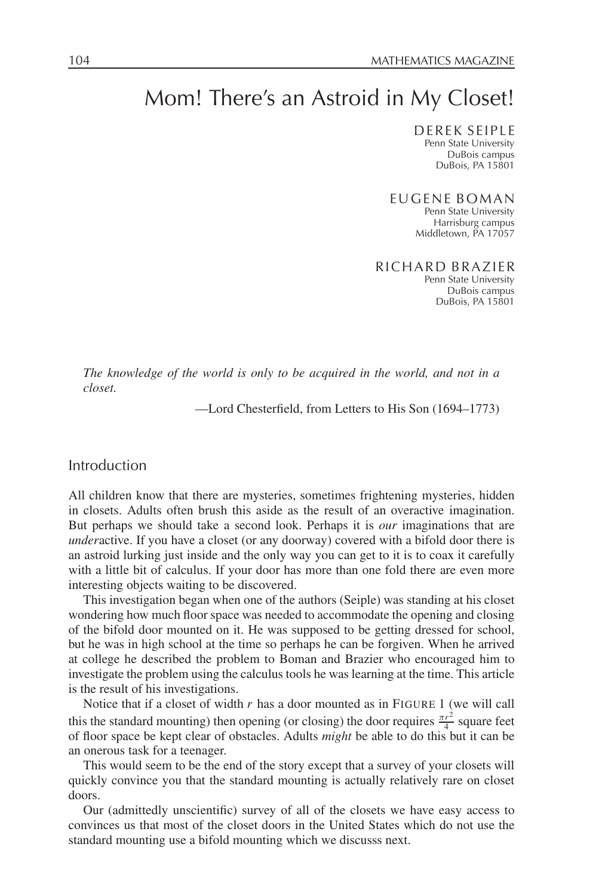# Mom! There's an Astroid in My Closet!

DEREK SEIPLE
Penn State University
DuBois campus
DuBois, PA 15801

EUGENE BOMAN
Penn State University
Harrisburg campus
Middletown, PA 17057

RICHARD BRAZIER
Penn State University
DuBois campus
DuBois, PA 15801

*The knowledge of the world is only to be acquired in the world, and not in a closet.*

—Lord Chesterfield, from Letters to His Son (1694–1773)

## Introduction

All children know that there are mysteries, sometimes frightening mysteries, hidden in closets. Adults often brush this aside as the result of an overactive imagination. But perhaps we should take a second look. Perhaps it is *our* imaginations that are *under*active. If you have a closet (or any doorway) covered with a bifold door there is an astroid lurking just inside and the only way you can get to it is to coax it carefully with a little bit of calculus. If your door has more than one fold there are even more interesting objects waiting to be discovered.

This investigation began when one of the authors (Seiple) was standing at his closet wondering how much floor space was needed to accommodate the opening and closing of the bifold door mounted on it. He was supposed to be getting dressed for school, but he was in high school at the time so perhaps he can be forgiven. When he arrived at college he described the problem to Boman and Brazier who encouraged him to investigate the problem using the calculus tools he was learning at the time. This article is the result of his investigations.

Notice that if a closet of width $r$ has a door mounted as in FIGURE 1 (we will call this the standard mounting) then opening (or closing) the door requires $\frac{\pi r^2}{4}$ square feet of floor space be kept clear of obstacles. Adults *might* be able to do this but it can be an onerous task for a teenager.

This would seem to be the end of the story except that a survey of your closets will quickly convince you that the standard mounting is actually relatively rare on closet doors.

Our (admittedly unscientific) survey of all of the closets we have easy access to convinces us that most of the closet doors in the United States which do not use the standard mounting use a bifold mounting which we discusss next.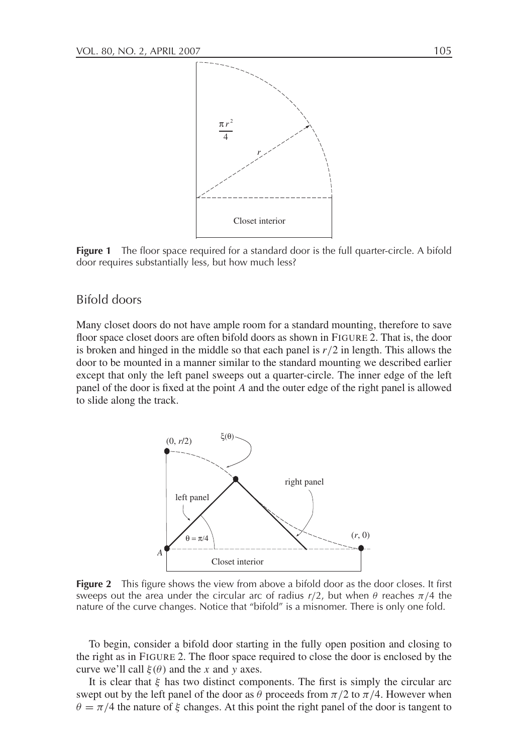**Figure 1** The floor space required for a standard door is the full quarter-circle. A bifold door requires substantially less, but how much less?

## Bifold doors

Many closet doors do not have ample room for a standard mounting, therefore to save floor space closet doors are often bifold doors as shown in FIGURE 2. That is, the door is broken and hinged in the middle so that each panel is $r/2$ in length. This allows the door to be mounted in a manner similar to the standard mounting we described earlier except that only the left panel sweeps out a quarter-circle. The inner edge of the left panel of the door is fixed at the point $A$ and the outer edge of the right panel is allowed to slide along the track.

**Figure 2** This figure shows the view from above a bifold door as the door closes. It first sweeps out the area under the circular arc of radius $r/2$, but when $\theta$ reaches $\pi/4$ the nature of the curve changes. Notice that "bifold" is a misnomer. There is only one fold.

To begin, consider a bifold door starting in the fully open position and closing to the right as in FIGURE 2. The floor space required to close the door is enclosed by the curve we'll call $\xi(\theta)$ and the $x$ and $y$ axes.

It is clear that $\xi$ has two distinct components. The first is simply the circular arc swept out by the left panel of the door as $\theta$ proceeds from $\pi/2$ to $\pi/4$. However when $\theta = \pi/4$ the nature of $\xi$ changes. At this point the right panel of the door is tangent to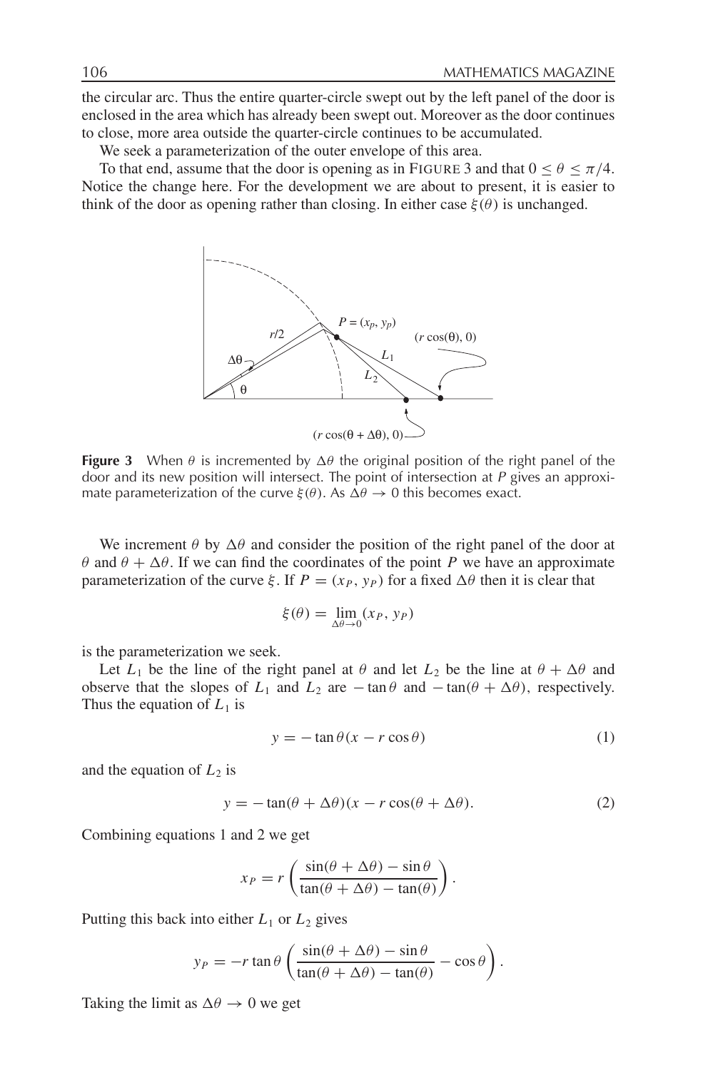the circular arc. Thus the entire quarter-circle swept out by the left panel of the door is enclosed in the area which has already been swept out. Moreover as the door continues to close, more area outside the quarter-circle continues to be accumulated.

We seek a parameterization of the outer envelope of this area.

To that end, assume that the door is opening as in FIGURE 3 and that $0 \leq \theta \leq \pi/4$. Notice the change here. For the development we are about to present, it is easier to think of the door as opening rather than closing. In either case $\xi(\theta)$ is unchanged.

**Figure 3** When $\theta$ is incremented by $\Delta\theta$ the original position of the right panel of the door and its new position will intersect. The point of intersection at $P$ gives an approximate parameterization of the curve $\xi(\theta)$. As $\Delta\theta \to 0$ this becomes exact.

We increment $\theta$ by $\Delta\theta$ and consider the position of the right panel of the door at $\theta$ and $\theta + \Delta\theta$. If we can find the coordinates of the point $P$ we have an approximate parameterization of the curve $\xi$. If $P = (x_P, y_P)$ for a fixed $\Delta\theta$ then it is clear that

$$\xi(\theta) = \lim_{\Delta\theta \to 0} (x_P, y_P)$$

is the parameterization we seek.

Let $L_1$ be the line of the right panel at $\theta$ and let $L_2$ be the line at $\theta + \Delta\theta$ and observe that the slopes of $L_1$ and $L_2$ are $-\tan\theta$ and $-\tan(\theta + \Delta\theta)$, respectively. Thus the equation of $L_1$ is

$$y = -\tan\theta(x - r\cos\theta) \tag{1}$$

and the equation of $L_2$ is

$$y = -\tan(\theta + \Delta\theta)(x - r\cos(\theta + \Delta\theta). \tag{2}$$

Combining equations 1 and 2 we get

$$x_P = r\left(\frac{\sin(\theta + \Delta\theta) - \sin\theta}{\tan(\theta + \Delta\theta) - \tan(\theta)}\right).$$

Putting this back into either $L_1$ or $L_2$ gives

$$y_P = -r\tan\theta\left(\frac{\sin(\theta + \Delta\theta) - \sin\theta}{\tan(\theta + \Delta\theta) - \tan(\theta)} - \cos\theta\right).$$

Taking the limit as $\Delta\theta \to 0$ we get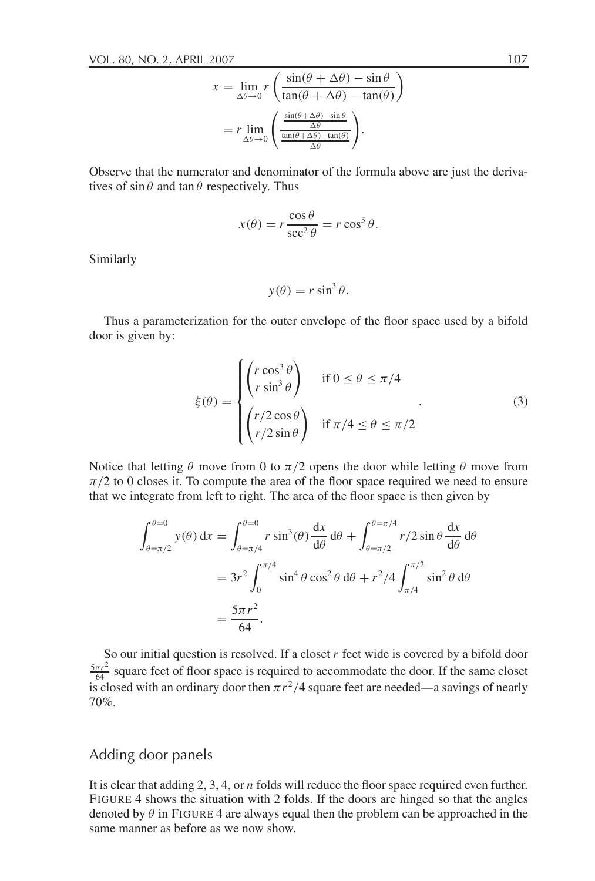$$x = \lim_{\Delta\theta \to 0} r \left( \frac{\sin(\theta + \Delta\theta) - \sin\theta}{\tan(\theta + \Delta\theta) - \tan(\theta)} \right)$$

$$= r \lim_{\Delta\theta \to 0} \left( \frac{\frac{\sin(\theta+\Delta\theta) - \sin\theta}{\Delta\theta}}{\frac{\tan(\theta+\Delta\theta) - \tan(\theta)}{\Delta\theta}} \right).$$

Observe that the numerator and denominator of the formula above are just the derivatives of $\sin\theta$ and $\tan\theta$ respectively. Thus

$$x(\theta) = r\frac{\cos\theta}{\sec^2\theta} = r\cos^3\theta.$$

Similarly

$$y(\theta) = r\sin^3\theta.$$

Thus a parameterization for the outer envelope of the floor space used by a bifold door is given by:

$$\xi(\theta) = \begin{cases} \begin{pmatrix} r\cos^3\theta \\ r\sin^3\theta \end{pmatrix} & \text{if } 0 \le \theta \le \pi/4 \\ \begin{pmatrix} r/2\cos\theta \\ r/2\sin\theta \end{pmatrix} & \text{if } \pi/4 \le \theta \le \pi/2 \end{cases}. \tag{3}$$

Notice that letting $\theta$ move from 0 to $\pi/2$ opens the door while letting $\theta$ move from $\pi/2$ to 0 closes it. To compute the area of the floor space required we need to ensure that we integrate from left to right. The area of the floor space is then given by

$$\int_{\theta=\pi/2}^{\theta=0} y(\theta)\,\mathrm{d}x = \int_{\theta=\pi/4}^{\theta=0} r\sin^3(\theta)\frac{\mathrm{d}x}{\mathrm{d}\theta}\,\mathrm{d}\theta + \int_{\theta=\pi/2}^{\theta=\pi/4} r/2\sin\theta\frac{\mathrm{d}x}{\mathrm{d}\theta}\,\mathrm{d}\theta$$

$$= 3r^2\int_0^{\pi/4}\sin^4\theta\cos^2\theta\,\mathrm{d}\theta + r^2/4\int_{\pi/4}^{\pi/2}\sin^2\theta\,\mathrm{d}\theta$$

$$= \frac{5\pi r^2}{64}.$$

So our initial question is resolved. If a closet $r$ feet wide is covered by a bifold door $\frac{5\pi r^2}{64}$ square feet of floor space is required to accommodate the door. If the same closet is closed with an ordinary door then $\pi r^2/4$ square feet are needed—a savings of nearly 70%.

## Adding door panels

It is clear that adding 2, 3, 4, or $n$ folds will reduce the floor space required even further. FIGURE 4 shows the situation with 2 folds. If the doors are hinged so that the angles denoted by $\theta$ in FIGURE 4 are always equal then the problem can be approached in the same manner as before as we now show.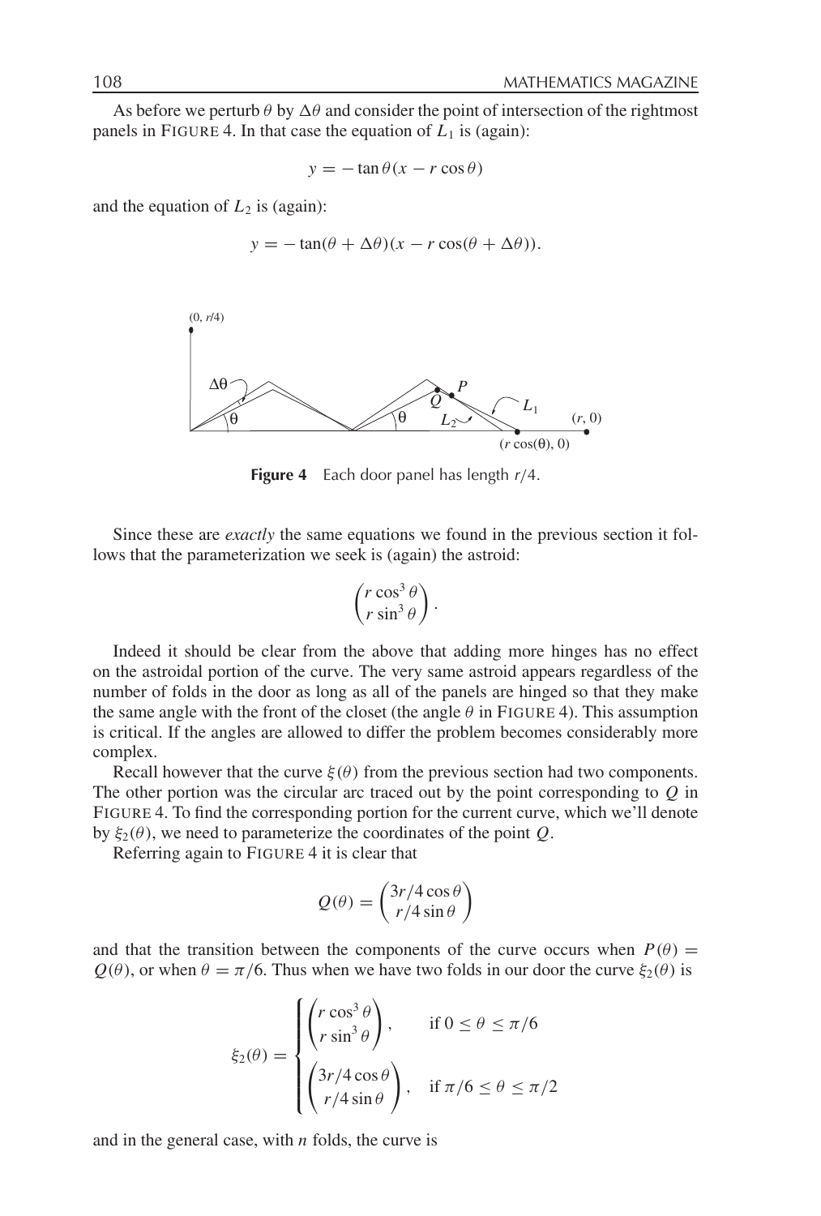As before we perturb $\theta$ by $\Delta\theta$ and consider the point of intersection of the rightmost panels in FIGURE 4. In that case the equation of $L_1$ is (again):

$$y = -\tan\theta(x - r\cos\theta)$$

and the equation of $L_2$ is (again):

$$y = -\tan(\theta + \Delta\theta)(x - r\cos(\theta + \Delta\theta)).$$

**Figure 4** Each door panel has length $r/4$.

Since these are *exactly* the same equations we found in the previous section it follows that the parameterization we seek is (again) the astroid:

$$\begin{pmatrix} r\cos^3\theta \\ r\sin^3\theta \end{pmatrix}.$$

Indeed it should be clear from the above that adding more hinges has no effect on the astroidal portion of the curve. The very same astroid appears regardless of the number of folds in the door as long as all of the panels are hinged so that they make the same angle with the front of the closet (the angle $\theta$ in FIGURE 4). This assumption is critical. If the angles are allowed to differ the problem becomes considerably more complex.

Recall however that the curve $\xi(\theta)$ from the previous section had two components. The other portion was the circular arc traced out by the point corresponding to $Q$ in FIGURE 4. To find the corresponding portion for the current curve, which we'll denote by $\xi_2(\theta)$, we need to parameterize the coordinates of the point $Q$.

Referring again to FIGURE 4 it is clear that

$$Q(\theta) = \begin{pmatrix} 3r/4\cos\theta \\ r/4\sin\theta \end{pmatrix}$$

and that the transition between the components of the curve occurs when $P(\theta) = Q(\theta)$, or when $\theta = \pi/6$. Thus when we have two folds in our door the curve $\xi_2(\theta)$ is

$$\xi_2(\theta) = \begin{cases} \begin{pmatrix} r\cos^3\theta \\ r\sin^3\theta \end{pmatrix}, & \text{if } 0 \le \theta \le \pi/6 \\ \begin{pmatrix} 3r/4\cos\theta \\ r/4\sin\theta \end{pmatrix}, & \text{if } \pi/6 \le \theta \le \pi/2 \end{cases}$$

and in the general case, with $n$ folds, the curve is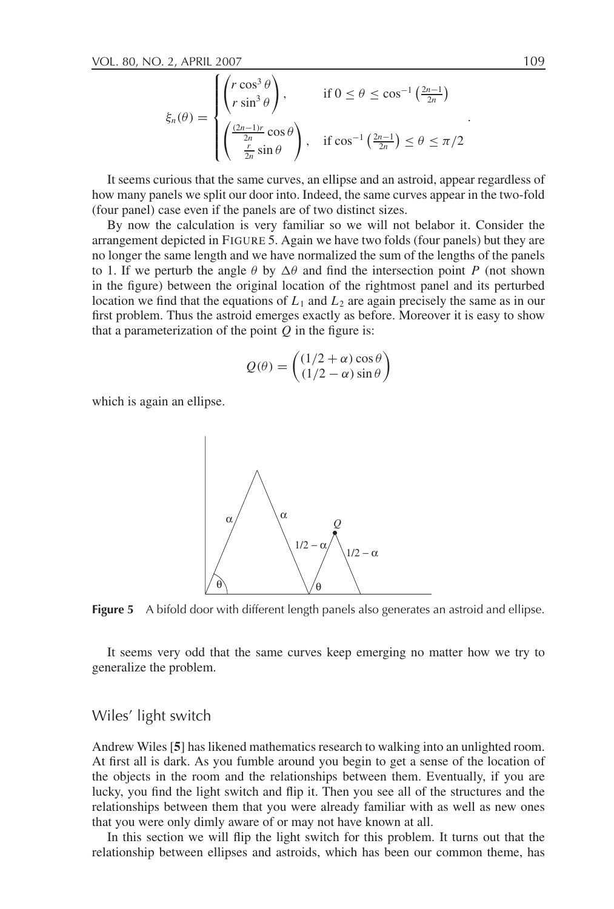$$\xi_n(\theta) = \begin{cases} \begin{pmatrix} r\cos^3\theta \\ r\sin^3\theta \end{pmatrix}, & \text{if } 0 \le \theta \le \cos^{-1}\left(\frac{2n-1}{2n}\right) \\ \begin{pmatrix} \frac{(2n-1)r}{2n}\cos\theta \\ \frac{r}{2n}\sin\theta \end{pmatrix}, & \text{if } \cos^{-1}\left(\frac{2n-1}{2n}\right) \le \theta \le \pi/2 \end{cases}.$$

It seems curious that the same curves, an ellipse and an astroid, appear regardless of how many panels we split our door into. Indeed, the same curves appear in the two-fold (four panel) case even if the panels are of two distinct sizes.

By now the calculation is very familiar so we will not belabor it. Consider the arrangement depicted in FIGURE 5. Again we have two folds (four panels) but they are no longer the same length and we have normalized the sum of the lengths of the panels to 1. If we perturb the angle $\theta$ by $\Delta\theta$ and find the intersection point $P$ (not shown in the figure) between the original location of the rightmost panel and its perturbed location we find that the equations of $L_1$ and $L_2$ are again precisely the same as in our first problem. Thus the astroid emerges exactly as before. Moreover it is easy to show that a parameterization of the point $Q$ in the figure is:

$$Q(\theta) = \begin{pmatrix} (1/2+\alpha)\cos\theta \\ (1/2-\alpha)\sin\theta \end{pmatrix}$$

which is again an ellipse.

**Figure 5** A bifold door with different length panels also generates an astroid and ellipse.

It seems very odd that the same curves keep emerging no matter how we try to generalize the problem.

## Wiles' light switch

Andrew Wiles [**5**] has likened mathematics research to walking into an unlighted room. At first all is dark. As you fumble around you begin to get a sense of the location of the objects in the room and the relationships between them. Eventually, if you are lucky, you find the light switch and flip it. Then you see all of the structures and the relationships between them that you were already familiar with as well as new ones that you were only dimly aware of or may not have known at all.

In this section we will flip the light switch for this problem. It turns out that the relationship between ellipses and astroids, which has been our common theme, has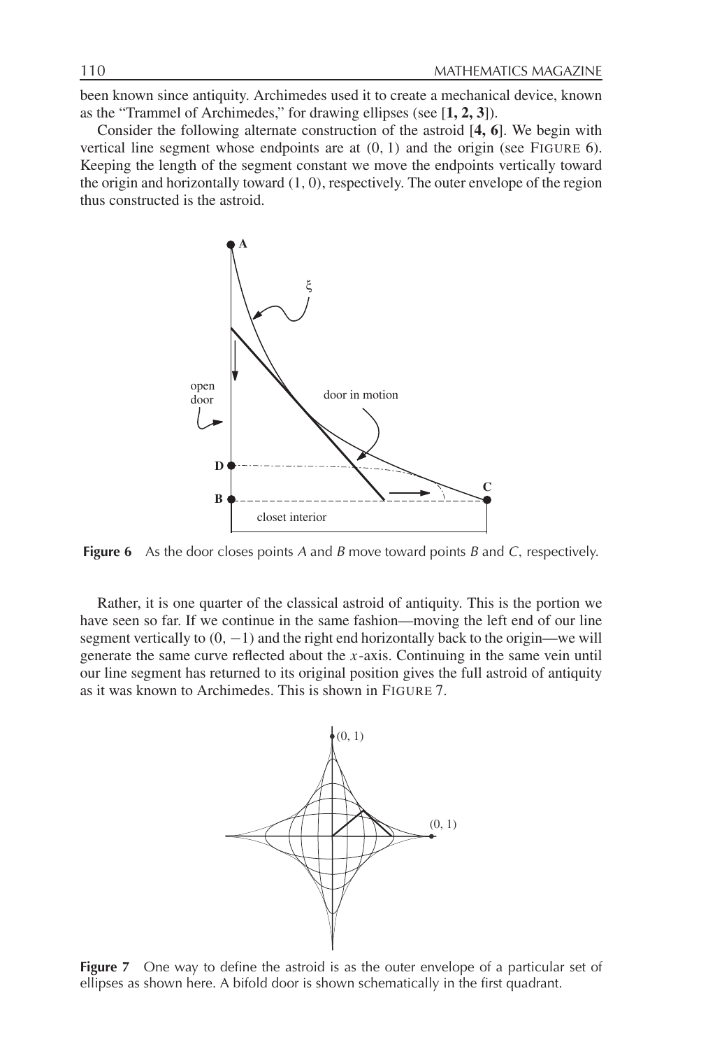been known since antiquity. Archimedes used it to create a mechanical device, known as the "Trammel of Archimedes," for drawing ellipses (see [**1, 2, 3**]).

Consider the following alternate construction of the astroid [**4, 6**]. We begin with vertical line segment whose endpoints are at $(0, 1)$ and the origin (see FIGURE 6). Keeping the length of the segment constant we move the endpoints vertically toward the origin and horizontally toward $(1, 0)$, respectively. The outer envelope of the region thus constructed is the astroid.

**Figure 6** As the door closes points $A$ and $B$ move toward points $B$ and $C$, respectively.

Rather, it is one quarter of the classical astroid of antiquity. This is the portion we have seen so far. If we continue in the same fashion—moving the left end of our line segment vertically to $(0, -1)$ and the right end horizontally back to the origin—we will generate the same curve reflected about the $x$-axis. Continuing in the same vein until our line segment has returned to its original position gives the full astroid of antiquity as it was known to Archimedes. This is shown in FIGURE 7.

**Figure 7** One way to define the astroid is as the outer envelope of a particular set of ellipses as shown here. A bifold door is shown schematically in the first quadrant.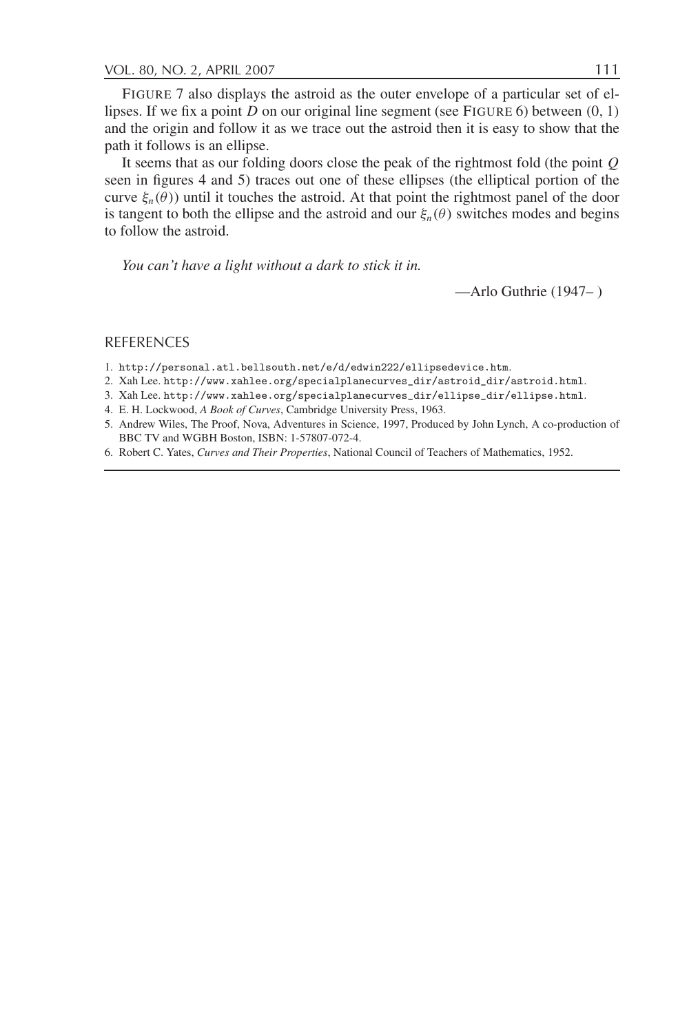FIGURE 7 also displays the astroid as the outer envelope of a particular set of ellipses. If we fix a point $D$ on our original line segment (see FIGURE 6) between (0, 1) and the origin and follow it as we trace out the astroid then it is easy to show that the path it follows is an ellipse.

It seems that as our folding doors close the peak of the rightmost fold (the point $Q$ seen in figures 4 and 5) traces out one of these ellipses (the elliptical portion of the curve $\xi_n(\theta)$) until it touches the astroid. At that point the rightmost panel of the door is tangent to both the ellipse and the astroid and our $\xi_n(\theta)$ switches modes and begins to follow the astroid.

*You can't have a light without a dark to stick it in.*

—Arlo Guthrie (1947– )

## REFERENCES

1. http://personal.atl.bellsouth.net/e/d/edwin222/ellipsedevice.htm.
2. Xah Lee. http://www.xahlee.org/specialplanecurves_dir/astroid_dir/astroid.html.
3. Xah Lee. http://www.xahlee.org/specialplanecurves_dir/ellipse_dir/ellipse.html.
4. E. H. Lockwood, *A Book of Curves*, Cambridge University Press, 1963.
5. Andrew Wiles, The Proof, Nova, Adventures in Science, 1997, Produced by John Lynch, A co-production of BBC TV and WGBH Boston, ISBN: 1-57807-072-4.
6. Robert C. Yates, *Curves and Their Properties*, National Council of Teachers of Mathematics, 1952.